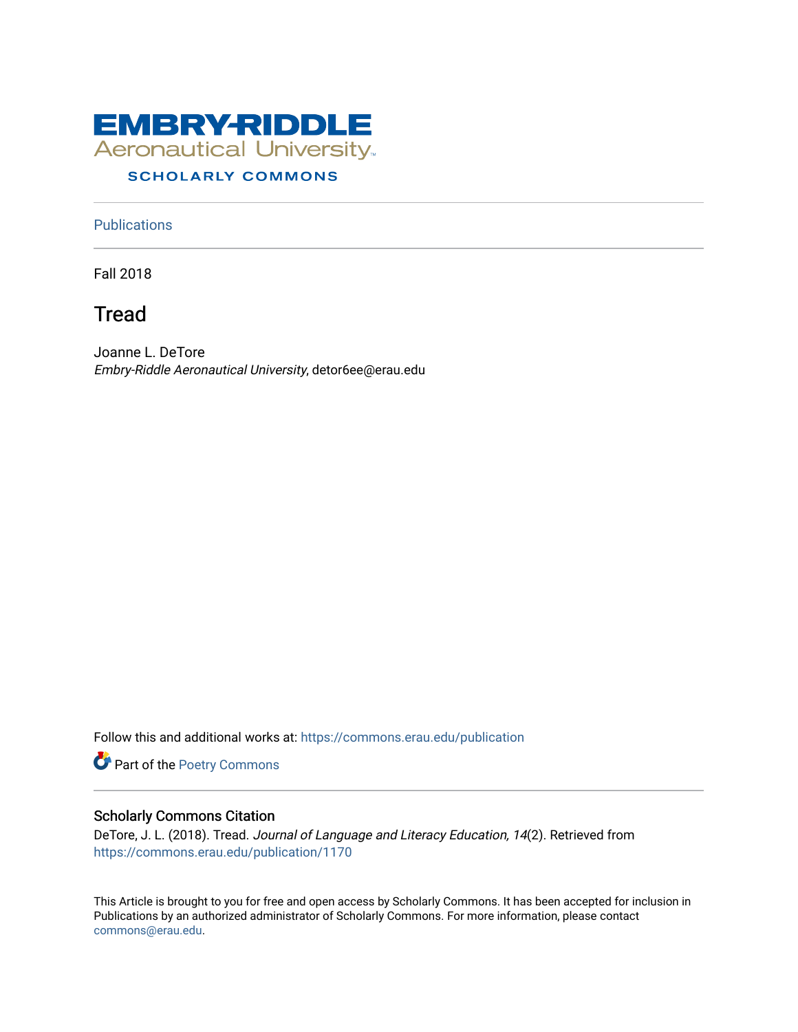EMBRY-RIDDLE Aeronautical University

SCHOLARLY COMMONS

Publications

Fall 2018

# Tread

Joanne L. DeTore
*Embry-Riddle Aeronautical University*, detor6ee@erau.edu

Follow this and additional works at: https://commons.erau.edu/publication

Part of the Poetry Commons

## Scholarly Commons Citation

DeTore, J. L. (2018). Tread. *Journal of Language and Literacy Education, 14*(2). Retrieved from https://commons.erau.edu/publication/1170

This Article is brought to you for free and open access by Scholarly Commons. It has been accepted for inclusion in Publications by an authorized administrator of Scholarly Commons. For more information, please contact commons@erau.edu.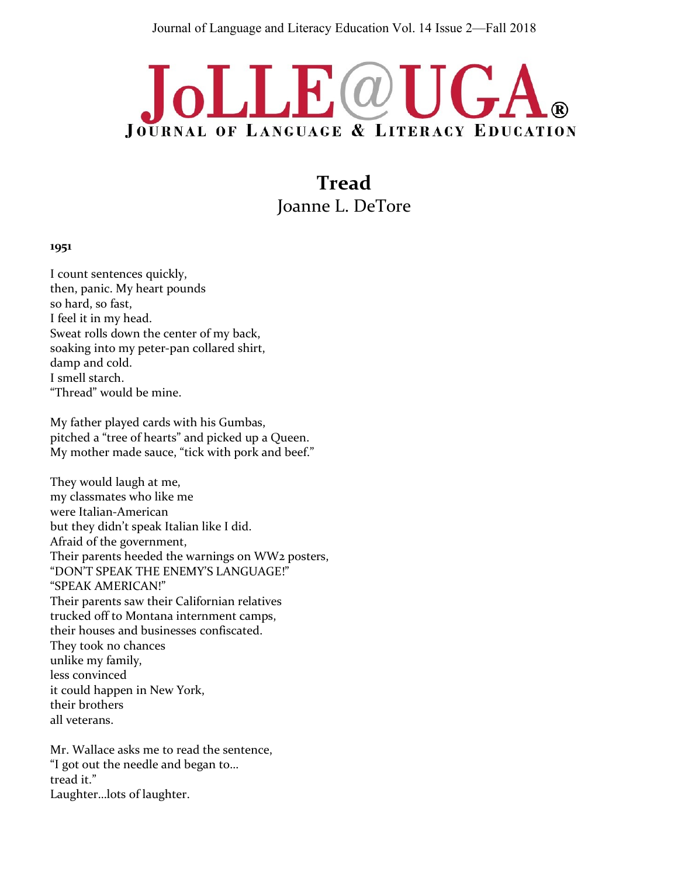# Tread

Joanne L. DeTore

**1951**

I count sentences quickly,
then, panic. My heart pounds
so hard, so fast,
I feel it in my head.
Sweat rolls down the center of my back,
soaking into my peter-pan collared shirt,
damp and cold.
I smell starch.
"Thread" would be mine.

My father played cards with his Gumbas,
pitched a "tree of hearts" and picked up a Queen.
My mother made sauce, "tick with pork and beef."

They would laugh at me,
my classmates who like me
were Italian-American
but they didn't speak Italian like I did.
Afraid of the government,
Their parents heeded the warnings on WW2 posters,
"DON'T SPEAK THE ENEMY'S LANGUAGE!"
"SPEAK AMERICAN!"
Their parents saw their Californian relatives
trucked off to Montana internment camps,
their houses and businesses confiscated.
They took no chances
unlike my family,
less convinced
it could happen in New York,
their brothers
all veterans.

Mr. Wallace asks me to read the sentence,
"I got out the needle and began to…
tread it."
Laughter…lots of laughter.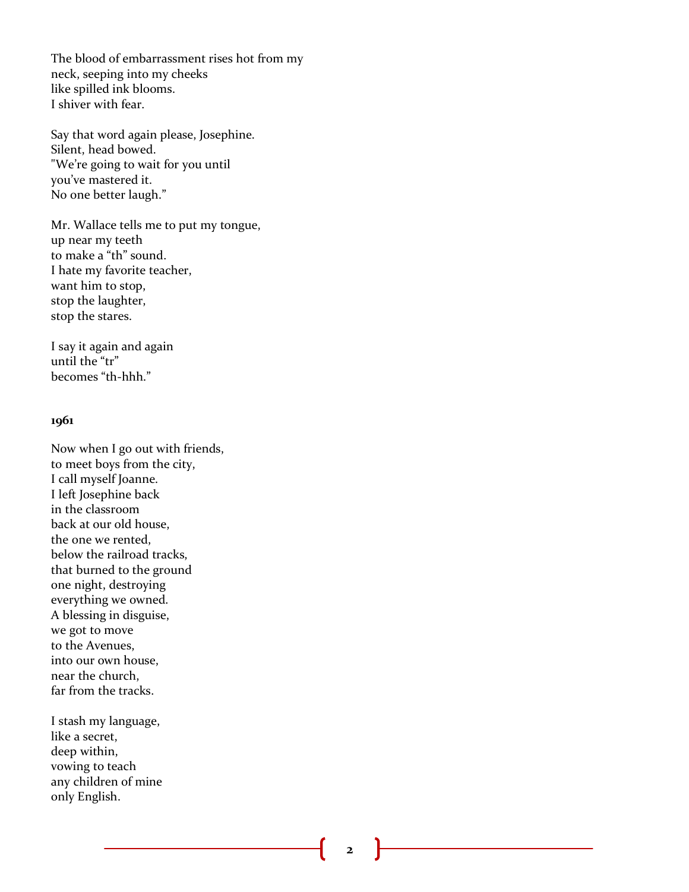The blood of embarrassment rises hot from my  
neck, seeping into my cheeks  
like spilled ink blooms.  
I shiver with fear.

Say that word again please, Josephine.  
Silent, head bowed.  
"We're going to wait for you until  
you've mastered it.  
No one better laugh."

Mr. Wallace tells me to put my tongue,  
up near my teeth  
to make a "th" sound.  
I hate my favorite teacher,  
want him to stop,  
stop the laughter,  
stop the stares.

I say it again and again  
until the "tr"  
becomes "th-hhh."

**1961**

Now when I go out with friends,  
to meet boys from the city,  
I call myself Joanne.  
I left Josephine back  
in the classroom  
back at our old house,  
the one we rented,  
below the railroad tracks,  
that burned to the ground  
one night, destroying  
everything we owned.  
A blessing in disguise,  
we got to move  
to the Avenues,  
into our own house,  
near the church,  
far from the tracks.

I stash my language,  
like a secret,  
deep within,  
vowing to teach  
any children of mine  
only English.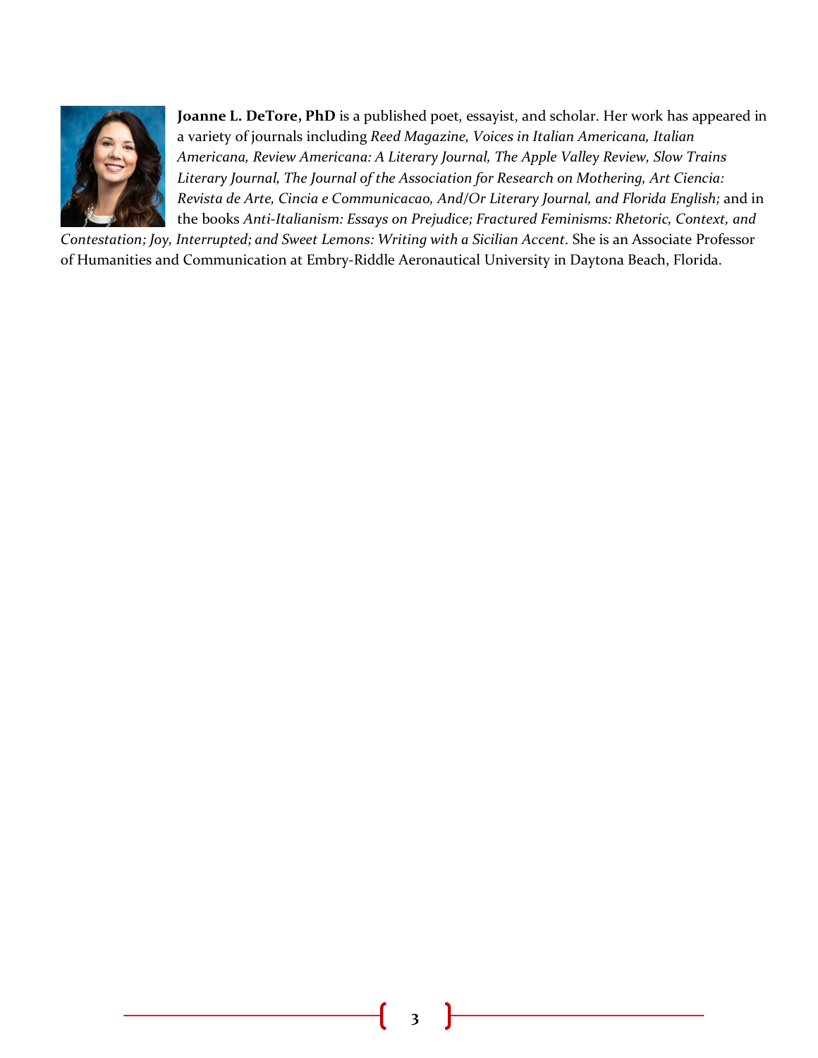**Joanne L. DeTore, PhD** is a published poet, essayist, and scholar. Her work has appeared in a variety of journals including *Reed Magazine, Voices in Italian Americana, Italian Americana, Review Americana: A Literary Journal, The Apple Valley Review, Slow Trains Literary Journal, The Journal of the Association for Research on Mothering, Art Ciencia: Revista de Arte, Cincia e Communicacao, And/Or Literary Journal, and Florida English;* and in the books *Anti-Italianism: Essays on Prejudice; Fractured Feminisms: Rhetoric, Context, and Contestation; Joy, Interrupted; and Sweet Lemons: Writing with a Sicilian Accent*. She is an Associate Professor of Humanities and Communication at Embry-Riddle Aeronautical University in Daytona Beach, Florida.